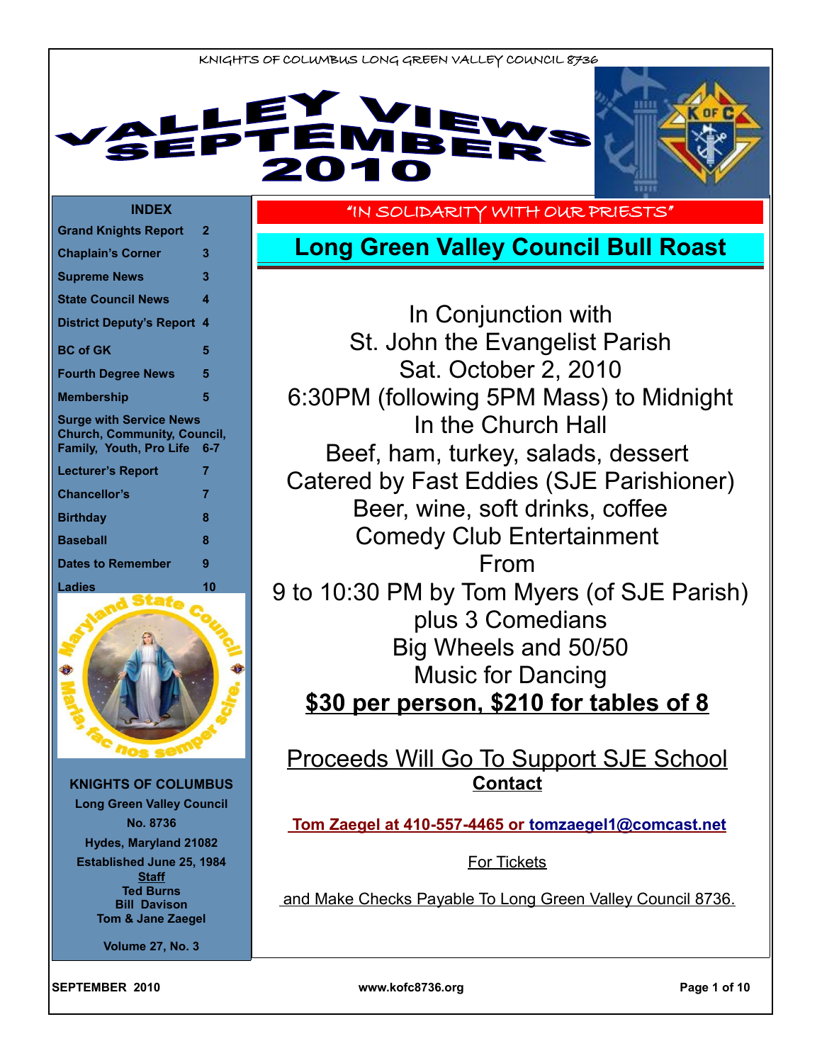KNIGHTS OF COLUMBUS LONG GREEN VALLEY COUNCIL 8736

# VALLEY VIEWS SEPTEMBER 2010

**INDEX**

| | |
|---|---|
| Grand Knights Report | 2 |
| Chaplain's Corner | 3 |
| Supreme News | 3 |
| State Council News | 4 |
| District Deputy's Report | 4 |
| BC of GK | 5 |
| Fourth Degree News | 5 |
| Membership | 5 |
| Surge with Service News Church, Community, Council, Family, Youth, Pro Life | 6-7 |
| Lecturer's Report | 7 |
| Chancellor's | 7 |
| Birthday | 8 |
| Baseball | 8 |
| Dates to Remember | 9 |
| Ladies | 10 |

Maryland State Council — Maria, fac nos semper scire.

**KNIGHTS OF COLUMBUS**
**Long Green Valley Council**
**No. 8736**
**Hydes, Maryland 21082**
**Established June 25, 1984**

**Staff**
**Ted Burns**
**Bill Davison**
**Tom & Jane Zaegel**

**Volume 27, No. 3**

"IN SOLIDARITY WITH OUR PRIESTS"

## Long Green Valley Council Bull Roast

In Conjunction with
St. John the Evangelist Parish
Sat. October 2, 2010
6:30PM (following 5PM Mass) to Midnight
In the Church Hall
Beef, ham, turkey, salads, dessert
Catered by Fast Eddies (SJE Parishioner)
Beer, wine, soft drinks, coffee
Comedy Club Entertainment
From
9 to 10:30 PM by Tom Myers (of SJE Parish)
plus 3 Comedians
Big Wheels and 50/50
Music for Dancing

**$30 per person, $210 for tables of 8**

Proceeds Will Go To Support SJE School

**Contact**

**Tom Zaegel at 410-557-4465 or tomzaegel1@comcast.net**

For Tickets

and Make Checks Payable To Long Green Valley Council 8736.

SEPTEMBER 2010 www.kofc8736.org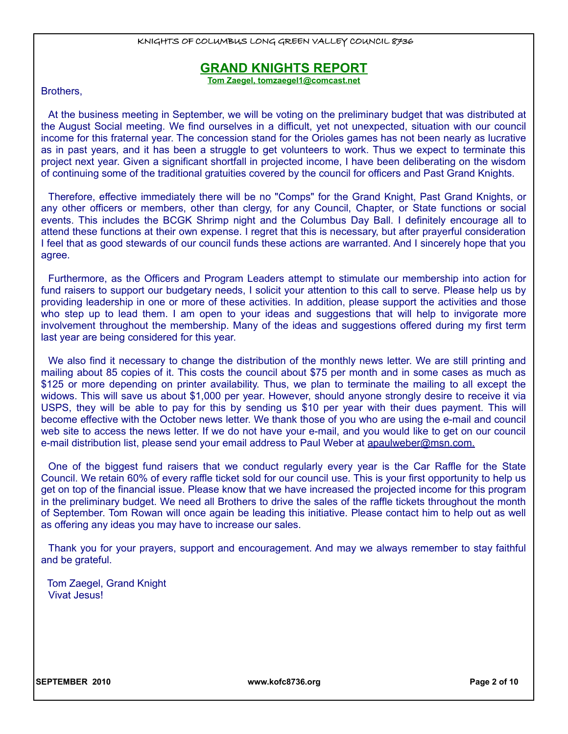## GRAND KNIGHTS REPORT

**Tom Zaegel, tomzaegel1@comcast.net**

Brothers,

At the business meeting in September, we will be voting on the preliminary budget that was distributed at the August Social meeting. We find ourselves in a difficult, yet not unexpected, situation with our council income for this fraternal year. The concession stand for the Orioles games has not been nearly as lucrative as in past years, and it has been a struggle to get volunteers to work. Thus we expect to terminate this project next year. Given a significant shortfall in projected income, I have been deliberating on the wisdom of continuing some of the traditional gratuities covered by the council for officers and Past Grand Knights.

Therefore, effective immediately there will be no "Comps" for the Grand Knight, Past Grand Knights, or any other officers or members, other than clergy, for any Council, Chapter, or State functions or social events. This includes the BCGK Shrimp night and the Columbus Day Ball. I definitely encourage all to attend these functions at their own expense. I regret that this is necessary, but after prayerful consideration I feel that as good stewards of our council funds these actions are warranted. And I sincerely hope that you agree.

Furthermore, as the Officers and Program Leaders attempt to stimulate our membership into action for fund raisers to support our budgetary needs, I solicit your attention to this call to serve. Please help us by providing leadership in one or more of these activities. In addition, please support the activities and those who step up to lead them. I am open to your ideas and suggestions that will help to invigorate more involvement throughout the membership. Many of the ideas and suggestions offered during my first term last year are being considered for this year.

We also find it necessary to change the distribution of the monthly news letter. We are still printing and mailing about 85 copies of it. This costs the council about $75 per month and in some cases as much as $125 or more depending on printer availability. Thus, we plan to terminate the mailing to all except the widows. This will save us about $1,000 per year. However, should anyone strongly desire to receive it via USPS, they will be able to pay for this by sending us $10 per year with their dues payment. This will become effective with the October news letter. We thank those of you who are using the e-mail and council web site to access the news letter. If we do not have your e-mail, and you would like to get on our council e-mail distribution list, please send your email address to Paul Weber at apaulweber@msn.com.

One of the biggest fund raisers that we conduct regularly every year is the Car Raffle for the State Council. We retain 60% of every raffle ticket sold for our council use. This is your first opportunity to help us get on top of the financial issue. Please know that we have increased the projected income for this program in the preliminary budget. We need all Brothers to drive the sales of the raffle tickets throughout the month of September. Tom Rowan will once again be leading this initiative. Please contact him to help out as well as offering any ideas you may have to increase our sales.

Thank you for your prayers, support and encouragement. And may we always remember to stay faithful and be grateful.

Tom Zaegel, Grand Knight
Vivat Jesus!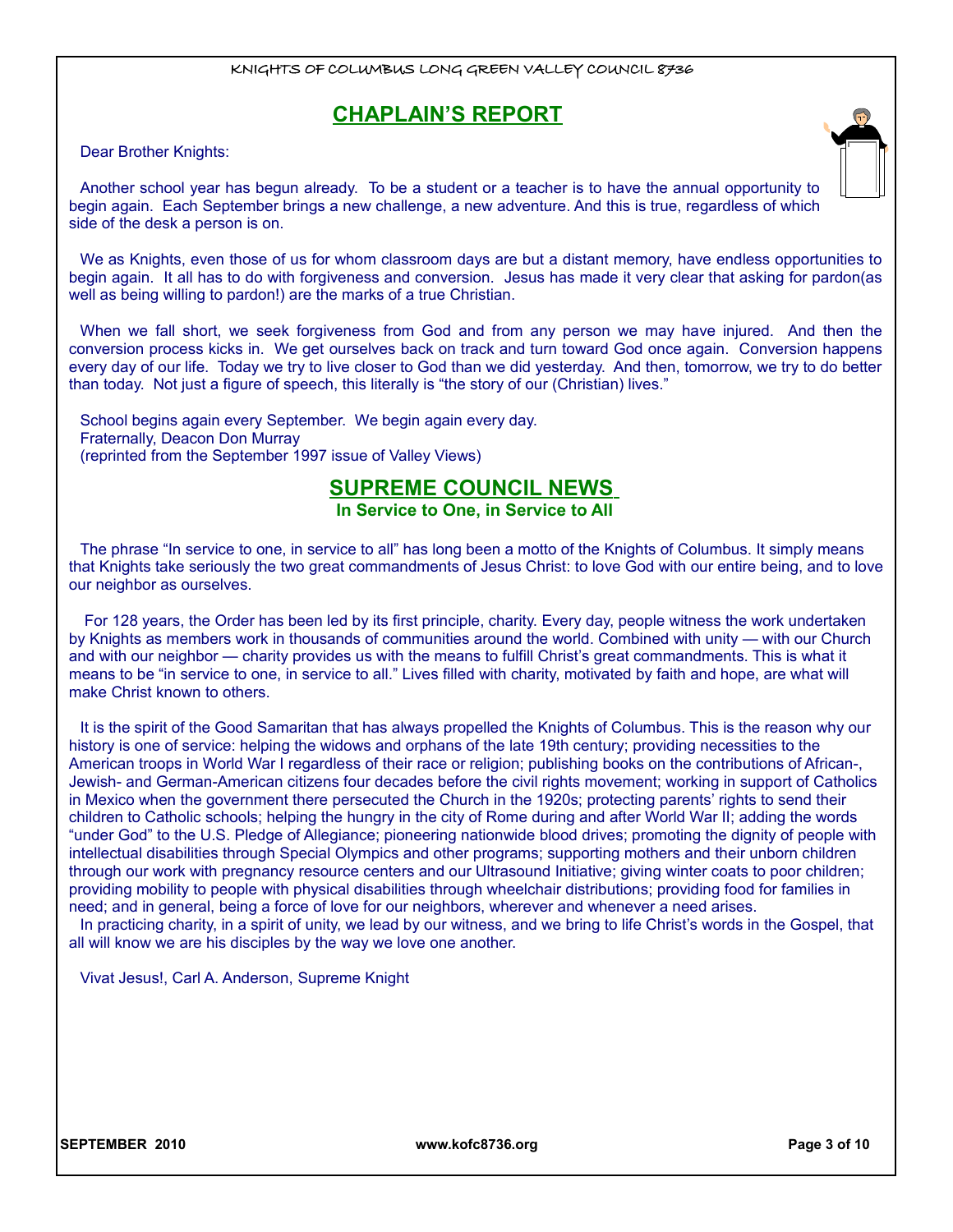## CHAPLAIN'S REPORT

Dear Brother Knights:

Another school year has begun already. To be a student or a teacher is to have the annual opportunity to begin again. Each September brings a new challenge, a new adventure. And this is true, regardless of which side of the desk a person is on.

We as Knights, even those of us for whom classroom days are but a distant memory, have endless opportunities to begin again. It all has to do with forgiveness and conversion. Jesus has made it very clear that asking for pardon(as well as being willing to pardon!) are the marks of a true Christian.

When we fall short, we seek forgiveness from God and from any person we may have injured. And then the conversion process kicks in. We get ourselves back on track and turn toward God once again. Conversion happens every day of our life. Today we try to live closer to God than we did yesterday. And then, tomorrow, we try to do better than today. Not just a figure of speech, this literally is "the story of our (Christian) lives."

School begins again every September. We begin again every day.
Fraternally, Deacon Don Murray
(reprinted from the September 1997 issue of Valley Views)

## SUPREME COUNCIL NEWS

**In Service to One, in Service to All**

The phrase "In service to one, in service to all" has long been a motto of the Knights of Columbus. It simply means that Knights take seriously the two great commandments of Jesus Christ: to love God with our entire being, and to love our neighbor as ourselves.

For 128 years, the Order has been led by its first principle, charity. Every day, people witness the work undertaken by Knights as members work in thousands of communities around the world. Combined with unity — with our Church and with our neighbor — charity provides us with the means to fulfill Christ's great commandments. This is what it means to be "in service to one, in service to all." Lives filled with charity, motivated by faith and hope, are what will make Christ known to others.

It is the spirit of the Good Samaritan that has always propelled the Knights of Columbus. This is the reason why our history is one of service: helping the widows and orphans of the late 19th century; providing necessities to the American troops in World War I regardless of their race or religion; publishing books on the contributions of African-, Jewish- and German-American citizens four decades before the civil rights movement; working in support of Catholics in Mexico when the government there persecuted the Church in the 1920s; protecting parents' rights to send their children to Catholic schools; helping the hungry in the city of Rome during and after World War II; adding the words "under God" to the U.S. Pledge of Allegiance; pioneering nationwide blood drives; promoting the dignity of people with intellectual disabilities through Special Olympics and other programs; supporting mothers and their unborn children through our work with pregnancy resource centers and our Ultrasound Initiative; giving winter coats to poor children; providing mobility to people with physical disabilities through wheelchair distributions; providing food for families in need; and in general, being a force of love for our neighbors, wherever and whenever a need arises.

In practicing charity, in a spirit of unity, we lead by our witness, and we bring to life Christ's words in the Gospel, that all will know we are his disciples by the way we love one another.

Vivat Jesus!, Carl A. Anderson, Supreme Knight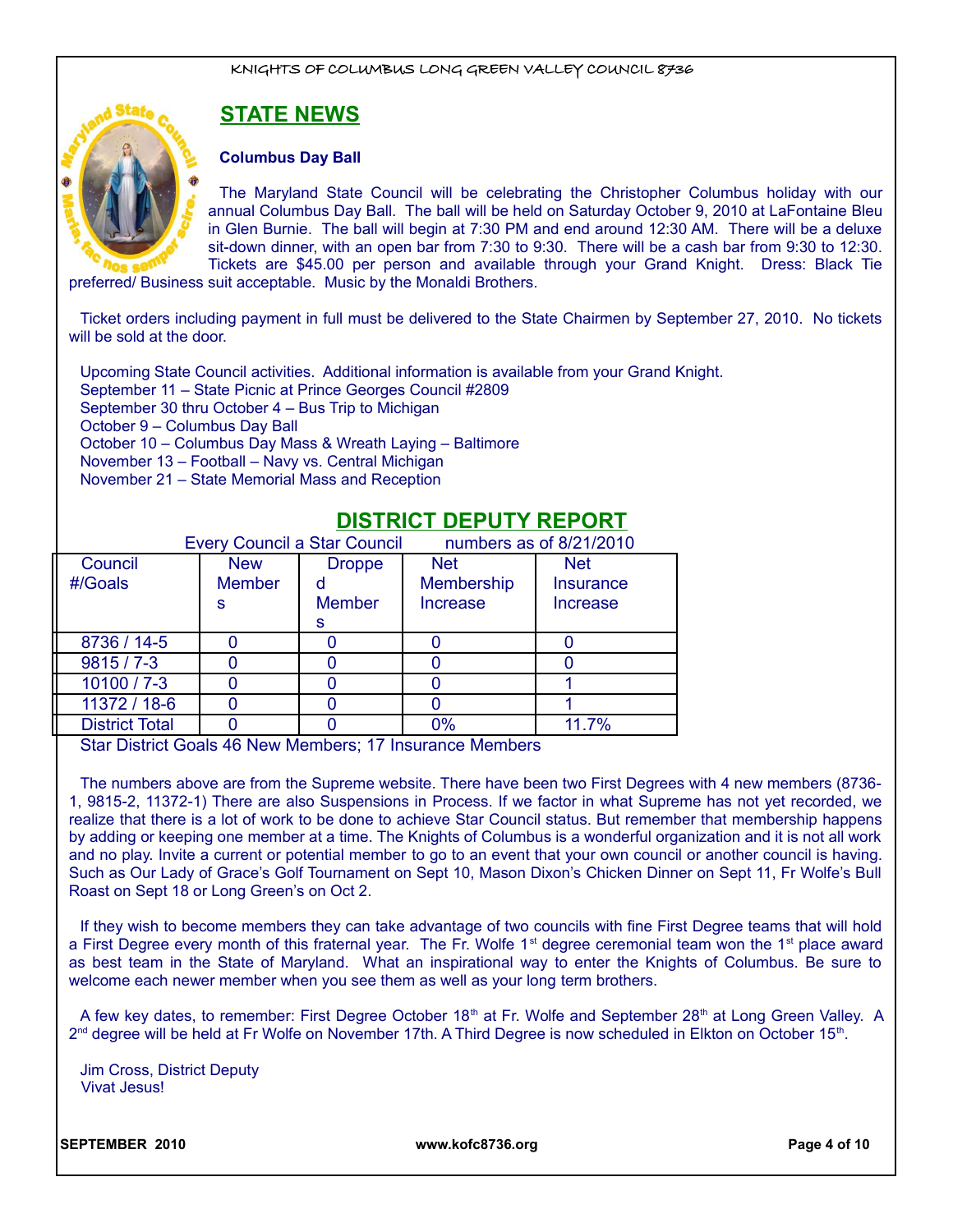## STATE NEWS

**Columbus Day Ball**

The Maryland State Council will be celebrating the Christopher Columbus holiday with our annual Columbus Day Ball. The ball will be held on Saturday October 9, 2010 at LaFontaine Bleu in Glen Burnie. The ball will begin at 7:30 PM and end around 12:30 AM. There will be a deluxe sit-down dinner, with an open bar from 7:30 to 9:30. There will be a cash bar from 9:30 to 12:30. Tickets are $45.00 per person and available through your Grand Knight. Dress: Black Tie preferred/ Business suit acceptable. Music by the Monaldi Brothers.

Ticket orders including payment in full must be delivered to the State Chairmen by September 27, 2010. No tickets will be sold at the door.

Upcoming State Council activities. Additional information is available from your Grand Knight.
September 11 – State Picnic at Prince Georges Council #2809
September 30 thru October 4 – Bus Trip to Michigan
October 9 – Columbus Day Ball
October 10 – Columbus Day Mass & Wreath Laying – Baltimore
November 13 – Football – Navy vs. Central Michigan
November 21 – State Memorial Mass and Reception

## DISTRICT DEPUTY REPORT

Every Council a Star Council numbers as of 8/21/2010

| Council #/Goals | New Members | Dropped Members | Net Membership Increase | Net Insurance Increase |
|---|---|---|---|---|
| 8736 / 14-5 | 0 | 0 | 0 | 0 |
| 9815 / 7-3 | 0 | 0 | 0 | 0 |
| 10100 / 7-3 | 0 | 0 | 0 | 1 |
| 11372 / 18-6 | 0 | 0 | 0 | 1 |
| District Total | 0 | 0 | 0% | 11.7% |

Star District Goals 46 New Members; 17 Insurance Members

The numbers above are from the Supreme website. There have been two First Degrees with 4 new members (8736-1, 9815-2, 11372-1) There are also Suspensions in Process. If we factor in what Supreme has not yet recorded, we realize that there is a lot of work to be done to achieve Star Council status. But remember that membership happens by adding or keeping one member at a time. The Knights of Columbus is a wonderful organization and it is not all work and no play. Invite a current or potential member to go to an event that your own council or another council is having. Such as Our Lady of Grace's Golf Tournament on Sept 10, Mason Dixon's Chicken Dinner on Sept 11, Fr Wolfe's Bull Roast on Sept 18 or Long Green's on Oct 2.

If they wish to become members they can take advantage of two councils with fine First Degree teams that will hold a First Degree every month of this fraternal year. The Fr. Wolfe 1st degree ceremonial team won the 1st place award as best team in the State of Maryland. What an inspirational way to enter the Knights of Columbus. Be sure to welcome each newer member when you see them as well as your long term brothers.

A few key dates, to remember: First Degree October 18th at Fr. Wolfe and September 28th at Long Green Valley. A 2nd degree will be held at Fr Wolfe on November 17th. A Third Degree is now scheduled in Elkton on October 15th.

Jim Cross, District Deputy
Vivat Jesus!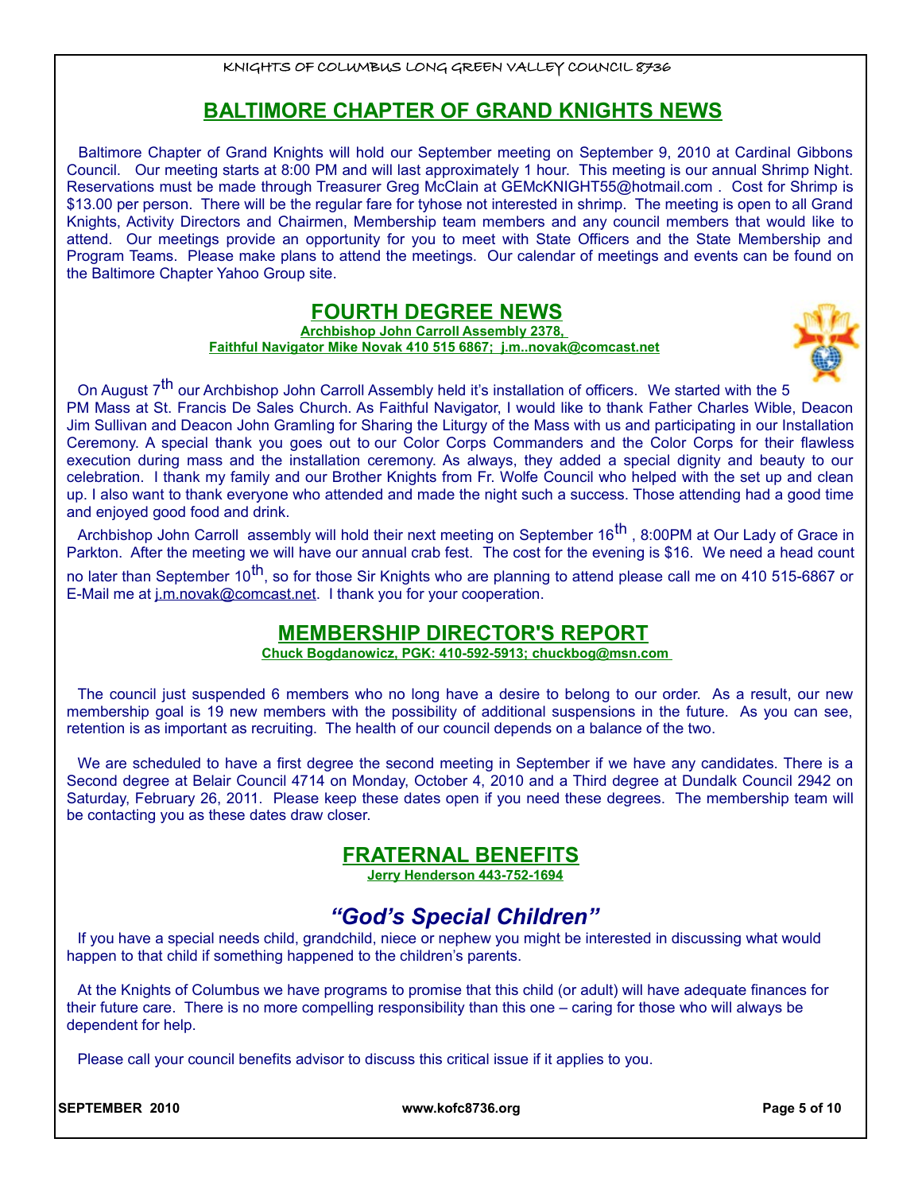## BALTIMORE CHAPTER OF GRAND KNIGHTS NEWS

Baltimore Chapter of Grand Knights will hold our September meeting on September 9, 2010 at Cardinal Gibbons Council. Our meeting starts at 8:00 PM and will last approximately 1 hour. This meeting is our annual Shrimp Night. Reservations must be made through Treasurer Greg McClain at GEMcKNIGHT55@hotmail.com . Cost for Shrimp is $13.00 per person. There will be the regular fare for tyhose not interested in shrimp. The meeting is open to all Grand Knights, Activity Directors and Chairmen, Membership team members and any council members that would like to attend. Our meetings provide an opportunity for you to meet with State Officers and the State Membership and Program Teams. Please make plans to attend the meetings. Our calendar of meetings and events can be found on the Baltimore Chapter Yahoo Group site.

## FOURTH DEGREE NEWS

**Archbishop John Carroll Assembly 2378,**
**Faithful Navigator Mike Novak 410 515 6867; j.m..novak@comcast.net**

On August 7th our Archbishop John Carroll Assembly held it's installation of officers. We started with the 5 PM Mass at St. Francis De Sales Church. As Faithful Navigator, I would like to thank Father Charles Wible, Deacon Jim Sullivan and Deacon John Gramling for Sharing the Liturgy of the Mass with us and participating in our Installation Ceremony. A special thank you goes out to our Color Corps Commanders and the Color Corps for their flawless execution during mass and the installation ceremony. As always, they added a special dignity and beauty to our celebration. I thank my family and our Brother Knights from Fr. Wolfe Council who helped with the set up and clean up. I also want to thank everyone who attended and made the night such a success. Those attending had a good time and enjoyed good food and drink.

Archbishop John Carroll assembly will hold their next meeting on September 16th , 8:00PM at Our Lady of Grace in Parkton. After the meeting we will have our annual crab fest. The cost for the evening is $16. We need a head count no later than September 10th, so for those Sir Knights who are planning to attend please call me on 410 515-6867 or E-Mail me at j.m.novak@comcast.net. I thank you for your cooperation.

## MEMBERSHIP DIRECTOR'S REPORT

**Chuck Bogdanowicz, PGK: 410-592-5913; chuckbog@msn.com**

The council just suspended 6 members who no long have a desire to belong to our order. As a result, our new membership goal is 19 new members with the possibility of additional suspensions in the future. As you can see, retention is as important as recruiting. The health of our council depends on a balance of the two.

We are scheduled to have a first degree the second meeting in September if we have any candidates. There is a Second degree at Belair Council 4714 on Monday, October 4, 2010 and a Third degree at Dundalk Council 2942 on Saturday, February 26, 2011. Please keep these dates open if you need these degrees. The membership team will be contacting you as these dates draw closer.

## FRATERNAL BENEFITS

**Jerry Henderson 443-752-1694**

### *"God's Special Children"*

If you have a special needs child, grandchild, niece or nephew you might be interested in discussing what would happen to that child if something happened to the children's parents.

At the Knights of Columbus we have programs to promise that this child (or adult) will have adequate finances for their future care. There is no more compelling responsibility than this one – caring for those who will always be dependent for help.

Please call your council benefits advisor to discuss this critical issue if it applies to you.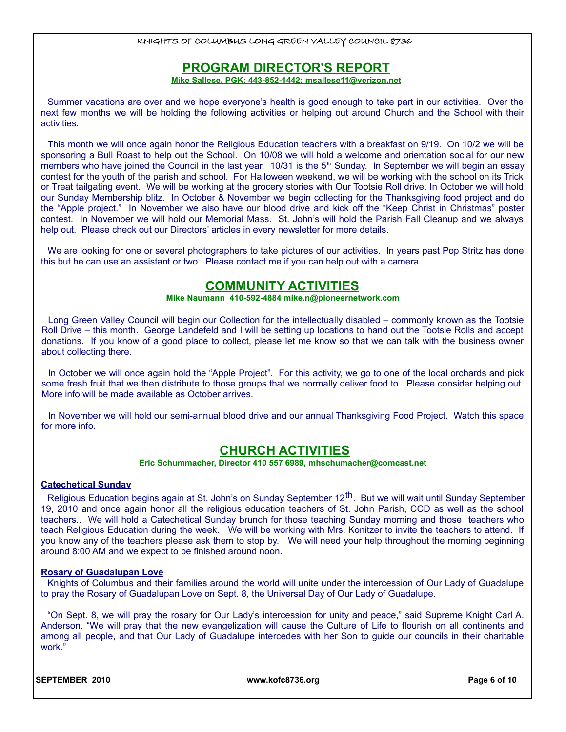## PROGRAM DIRECTOR'S REPORT

**Mike Sallese, PGK; 443-852-1442; msallese11@verizon.net**

Summer vacations are over and we hope everyone's health is good enough to take part in our activities. Over the next few months we will be holding the following activities or helping out around Church and the School with their activities.

This month we will once again honor the Religious Education teachers with a breakfast on 9/19. On 10/2 we will be sponsoring a Bull Roast to help out the School. On 10/08 we will hold a welcome and orientation social for our new members who have joined the Council in the last year. 10/31 is the 5th Sunday. In September we will begin an essay contest for the youth of the parish and school. For Halloween weekend, we will be working with the school on its Trick or Treat tailgating event. We will be working at the grocery stories with Our Tootsie Roll drive. In October we will hold our Sunday Membership blitz. In October & November we begin collecting for the Thanksgiving food project and do the "Apple project." In November we also have our blood drive and kick off the "Keep Christ in Christmas" poster contest. In November we will hold our Memorial Mass. St. John's will hold the Parish Fall Cleanup and we always help out. Please check out our Directors' articles in every newsletter for more details.

We are looking for one or several photographers to take pictures of our activities. In years past Pop Stritz has done this but he can use an assistant or two. Please contact me if you can help out with a camera.

## COMMUNITY ACTIVITIES

**Mike Naumann 410-592-4884 mike.n@pioneernetwork.com**

Long Green Valley Council will begin our Collection for the intellectually disabled – commonly known as the Tootsie Roll Drive – this month. George Landefeld and I will be setting up locations to hand out the Tootsie Rolls and accept donations. If you know of a good place to collect, please let me know so that we can talk with the business owner about collecting there.

In October we will once again hold the "Apple Project". For this activity, we go to one of the local orchards and pick some fresh fruit that we then distribute to those groups that we normally deliver food to. Please consider helping out. More info will be made available as October arrives.

In November we will hold our semi-annual blood drive and our annual Thanksgiving Food Project. Watch this space for more info.

## CHURCH ACTIVITIES

**Eric Schummacher, Director 410 557 6989, mhschumacher@comcast.net**

### Catechetical Sunday

Religious Education begins again at St. John's on Sunday September 12th. But we will wait until Sunday September 19, 2010 and once again honor all the religious education teachers of St. John Parish, CCD as well as the school teachers.. We will hold a Catechetical Sunday brunch for those teaching Sunday morning and those teachers who teach Religious Education during the week. We will be working with Mrs. Konitzer to invite the teachers to attend. If you know any of the teachers please ask them to stop by. We will need your help throughout the morning beginning around 8:00 AM and we expect to be finished around noon.

### Rosary of Guadalupan Love

Knights of Columbus and their families around the world will unite under the intercession of Our Lady of Guadalupe to pray the Rosary of Guadalupan Love on Sept. 8, the Universal Day of Our Lady of Guadalupe.

"On Sept. 8, we will pray the rosary for Our Lady's intercession for unity and peace," said Supreme Knight Carl A. Anderson. "We will pray that the new evangelization will cause the Culture of Life to flourish on all continents and among all people, and that Our Lady of Guadalupe intercedes with her Son to guide our councils in their charitable work."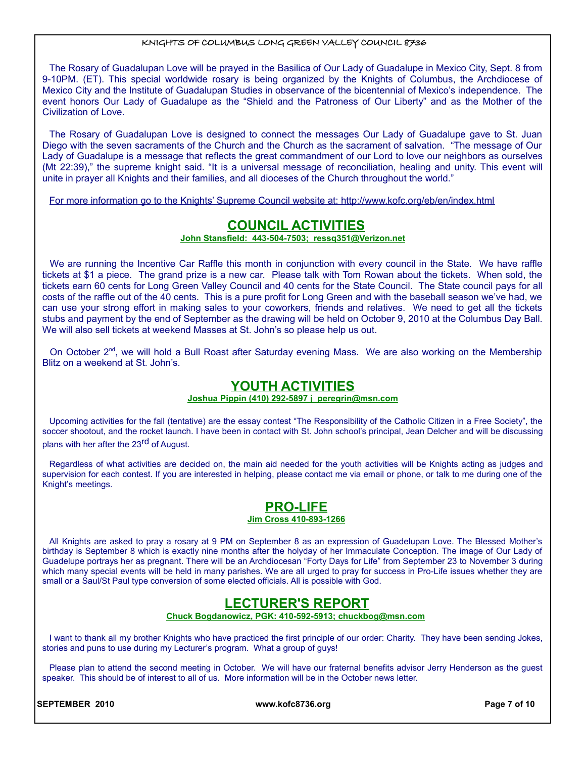The Rosary of Guadalupan Love will be prayed in the Basilica of Our Lady of Guadalupe in Mexico City, Sept. 8 from 9-10PM. (ET). This special worldwide rosary is being organized by the Knights of Columbus, the Archdiocese of Mexico City and the Institute of Guadalupan Studies in observance of the bicentennial of Mexico's independence. The event honors Our Lady of Guadalupe as the "Shield and the Patroness of Our Liberty" and as the Mother of the Civilization of Love.

The Rosary of Guadalupan Love is designed to connect the messages Our Lady of Guadalupe gave to St. Juan Diego with the seven sacraments of the Church and the Church as the sacrament of salvation. "The message of Our Lady of Guadalupe is a message that reflects the great commandment of our Lord to love our neighbors as ourselves (Mt 22:39)," the supreme knight said. "It is a universal message of reconciliation, healing and unity. This event will unite in prayer all Knights and their families, and all dioceses of the Church throughout the world."

For more information go to the Knights' Supreme Council website at: http://www.kofc.org/eb/en/index.html

## COUNCIL ACTIVITIES

**John Stansfield: 443-504-7503; ressq351@Verizon.net**

We are running the Incentive Car Raffle this month in conjunction with every council in the State. We have raffle tickets at $1 a piece. The grand prize is a new car. Please talk with Tom Rowan about the tickets. When sold, the tickets earn 60 cents for Long Green Valley Council and 40 cents for the State Council. The State council pays for all costs of the raffle out of the 40 cents. This is a pure profit for Long Green and with the baseball season we've had, we can use your strong effort in making sales to your coworkers, friends and relatives. We need to get all the tickets stubs and payment by the end of September as the drawing will be held on October 9, 2010 at the Columbus Day Ball. We will also sell tickets at weekend Masses at St. John's so please help us out.

On October 2nd, we will hold a Bull Roast after Saturday evening Mass. We are also working on the Membership Blitz on a weekend at St. John's.

## YOUTH ACTIVITIES

**Joshua Pippin (410) 292-5897 j_peregrin@msn.com**

Upcoming activities for the fall (tentative) are the essay contest "The Responsibility of the Catholic Citizen in a Free Society", the soccer shootout, and the rocket launch. I have been in contact with St. John school's principal, Jean Delcher and will be discussing plans with her after the 23rd of August.

Regardless of what activities are decided on, the main aid needed for the youth activities will be Knights acting as judges and supervision for each contest. If you are interested in helping, please contact me via email or phone, or talk to me during one of the Knight's meetings.

## PRO-LIFE

**Jim Cross 410-893-1266**

All Knights are asked to pray a rosary at 9 PM on September 8 as an expression of Guadelupan Love. The Blessed Mother's birthday is September 8 which is exactly nine months after the holyday of her Immaculate Conception. The image of Our Lady of Guadelupe portrays her as pregnant. There will be an Archdiocesan "Forty Days for Life" from September 23 to November 3 during which many special events will be held in many parishes. We are all urged to pray for success in Pro-Life issues whether they are small or a Saul/St Paul type conversion of some elected officials. All is possible with God.

## LECTURER'S REPORT

**Chuck Bogdanowicz, PGK: 410-592-5913; chuckbog@msn.com**

I want to thank all my brother Knights who have practiced the first principle of our order: Charity. They have been sending Jokes, stories and puns to use during my Lecturer's program. What a group of guys!

Please plan to attend the second meeting in October. We will have our fraternal benefits advisor Jerry Henderson as the guest speaker. This should be of interest to all of us. More information will be in the October news letter.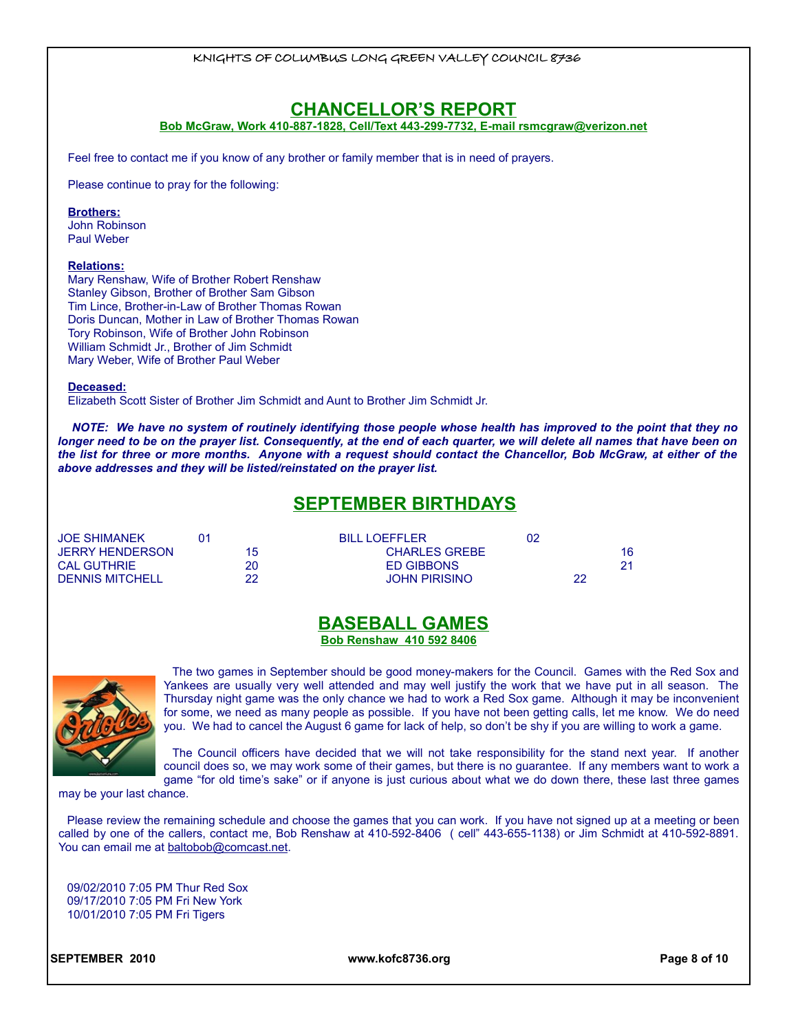## CHANCELLOR'S REPORT

**Bob McGraw, Work 410-887-1828, Cell/Text 443-299-7732, E-mail rsmcgraw@verizon.net**

Feel free to contact me if you know of any brother or family member that is in need of prayers.

Please continue to pray for the following:

**Brothers:**
John Robinson
Paul Weber

**Relations:**
Mary Renshaw, Wife of Brother Robert Renshaw
Stanley Gibson, Brother of Brother Sam Gibson
Tim Lince, Brother-in-Law of Brother Thomas Rowan
Doris Duncan, Mother in Law of Brother Thomas Rowan
Tory Robinson, Wife of Brother John Robinson
William Schmidt Jr., Brother of Jim Schmidt
Mary Weber, Wife of Brother Paul Weber

**Deceased:**
Elizabeth Scott Sister of Brother Jim Schmidt and Aunt to Brother Jim Schmidt Jr.

***NOTE: We have no system of routinely identifying those people whose health has improved to the point that they no longer need to be on the prayer list. Consequently, at the end of each quarter, we will delete all names that have been on the list for three or more months. Anyone with a request should contact the Chancellor, Bob McGraw, at either of the above addresses and they will be listed/reinstated on the prayer list.***

## SEPTEMBER BIRTHDAYS

| | | | |
|---|---|---|---|
| JOE SHIMANEK | 01 | BILL LOEFFLER | 02 |
| JERRY HENDERSON | 15 | CHARLES GREBE | 16 |
| CAL GUTHRIE | 20 | ED GIBBONS | 21 |
| DENNIS MITCHELL | 22 | JOHN PIRISINO | 22 |

## BASEBALL GAMES

**Bob Renshaw 410 592 8406**

The two games in September should be good money-makers for the Council. Games with the Red Sox and Yankees are usually very well attended and may well justify the work that we have put in all season. The Thursday night game was the only chance we had to work a Red Sox game. Although it may be inconvenient for some, we need as many people as possible. If you have not been getting calls, let me know. We do need you. We had to cancel the August 6 game for lack of help, so don't be shy if you are willing to work a game.

The Council officers have decided that we will not take responsibility for the stand next year. If another council does so, we may work some of their games, but there is no guarantee. If any members want to work a game "for old time's sake" or if anyone is just curious about what we do down there, these last three games may be your last chance.

Please review the remaining schedule and choose the games that you can work. If you have not signed up at a meeting or been called by one of the callers, contact me, Bob Renshaw at 410-592-8406 ( cell" 443-655-1138) or Jim Schmidt at 410-592-8891. You can email me at baltobob@comcast.net.

09/02/2010 7:05 PM Thur Red Sox
09/17/2010 7:05 PM Fri New York
10/01/2010 7:05 PM Fri Tigers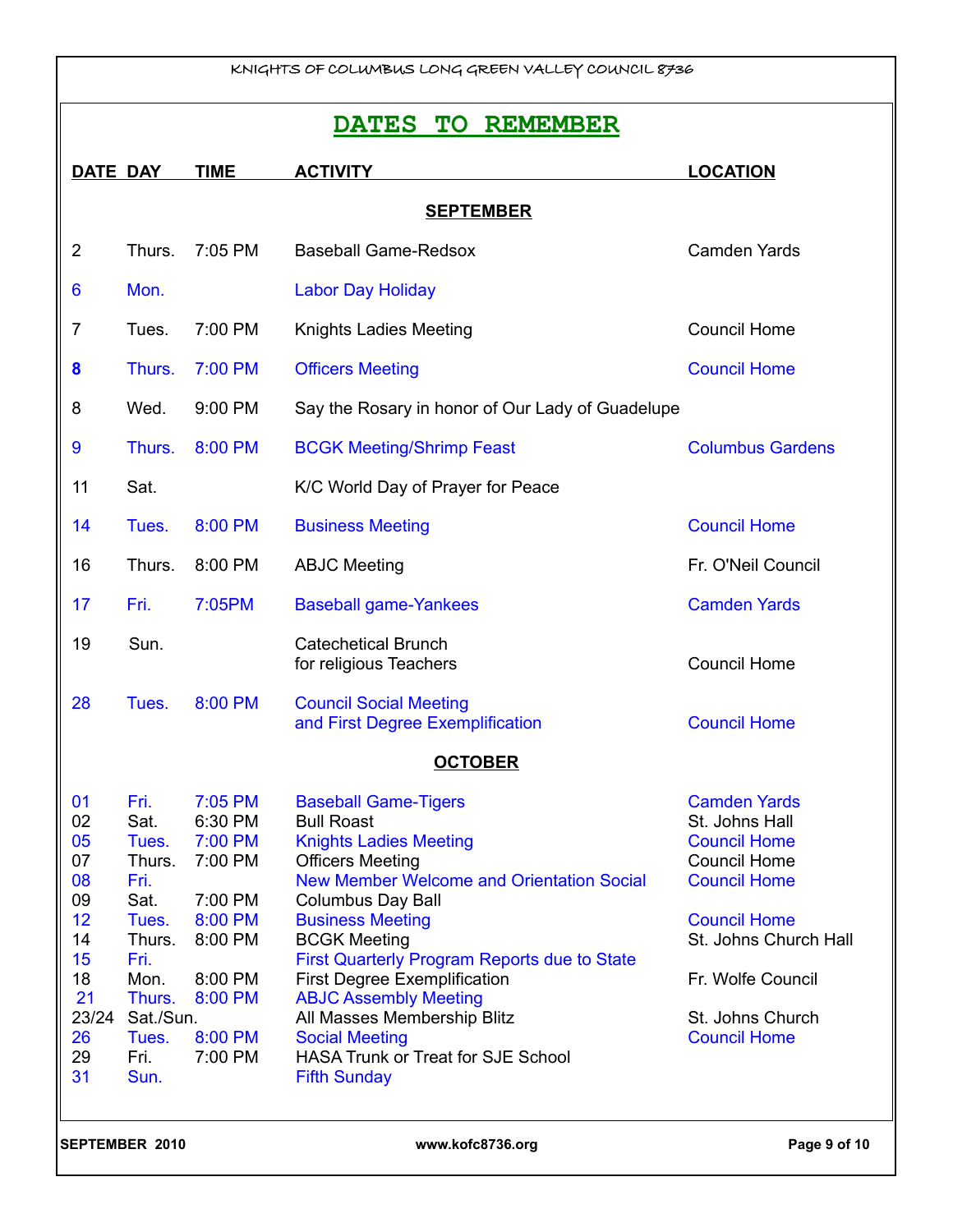# DATES TO REMEMBER

| DATE | DAY | TIME | ACTIVITY | LOCATION |
|---|---|---|---|---|
| | | | **SEPTEMBER** | |
| 2 | Thurs. | 7:05 PM | Baseball Game-Redsox | Camden Yards |
| 6 | Mon. | | Labor Day Holiday | |
| 7 | Tues. | 7:00 PM | Knights Ladies Meeting | Council Home |
| 8 | Thurs. | 7:00 PM | Officers Meeting | Council Home |
| 8 | Wed. | 9:00 PM | Say the Rosary in honor of Our Lady of Guadelupe | |
| 9 | Thurs. | 8:00 PM | BCGK Meeting/Shrimp Feast | Columbus Gardens |
| 11 | Sat. | | K/C World Day of Prayer for Peace | |
| 14 | Tues. | 8:00 PM | Business Meeting | Council Home |
| 16 | Thurs. | 8:00 PM | ABJC Meeting | Fr. O'Neil Council |
| 17 | Fri. | 7:05PM | Baseball game-Yankees | Camden Yards |
| 19 | Sun. | | Catechetical Brunch for religious Teachers | Council Home |
| 28 | Tues. | 8:00 PM | Council Social Meeting and First Degree Exemplification | Council Home |
| | | | **OCTOBER** | |
| 01 | Fri. | 7:05 PM | Baseball Game-Tigers | Camden Yards |
| 02 | Sat. | 6:30 PM | Bull Roast | St. Johns Hall |
| 05 | Tues. | 7:00 PM | Knights Ladies Meeting | Council Home |
| 07 | Thurs. | 7:00 PM | Officers Meeting | Council Home |
| 08 | Fri. | | New Member Welcome and Orientation Social | Council Home |
| 09 | Sat. | 7:00 PM | Columbus Day Ball | |
| 12 | Tues. | 8:00 PM | Business Meeting | Council Home |
| 14 | Thurs. | 8:00 PM | BCGK Meeting | St. Johns Church Hall |
| 15 | Fri. | | First Quarterly Program Reports due to State | |
| 18 | Mon. | 8:00 PM | First Degree Exemplification | Fr. Wolfe Council |
| 21 | Thurs. | 8:00 PM | ABJC Assembly Meeting | |
| 23/24 | Sat./Sun. | | All Masses Membership Blitz | St. Johns Church |
| 26 | Tues. | 8:00 PM | Social Meeting | Council Home |
| 29 | Fri. | 7:00 PM | HASA Trunk or Treat for SJE School | |
| 31 | Sun. | | Fifth Sunday | |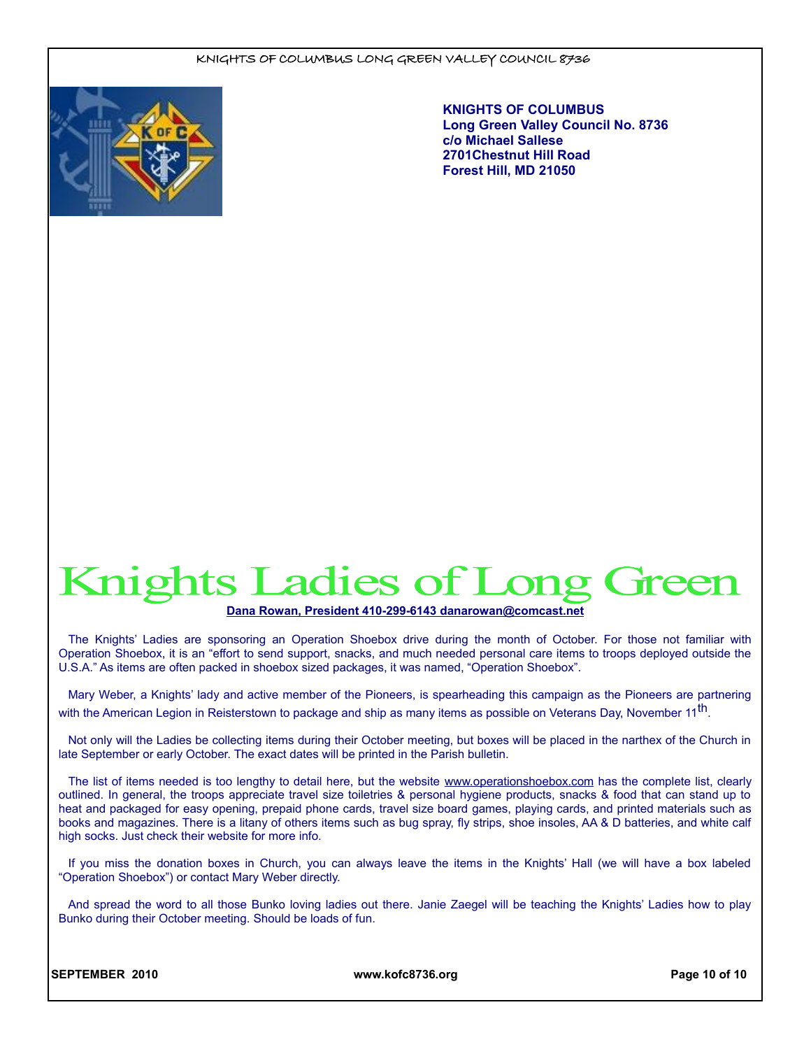**KNIGHTS OF COLUMBUS**
**Long Green Valley Council No. 8736**
**c/o Michael Sallese**
**2701Chestnut Hill Road**
**Forest Hill, MD 21050**

# Knights Ladies of Long Green

**Dana Rowan, President 410-299-6143 danarowan@comcast.net**

The Knights' Ladies are sponsoring an Operation Shoebox drive during the month of October. For those not familiar with Operation Shoebox, it is an "effort to send support, snacks, and much needed personal care items to troops deployed outside the U.S.A." As items are often packed in shoebox sized packages, it was named, "Operation Shoebox".

Mary Weber, a Knights' lady and active member of the Pioneers, is spearheading this campaign as the Pioneers are partnering with the American Legion in Reisterstown to package and ship as many items as possible on Veterans Day, November 11th.

Not only will the Ladies be collecting items during their October meeting, but boxes will be placed in the narthex of the Church in late September or early October. The exact dates will be printed in the Parish bulletin.

The list of items needed is too lengthy to detail here, but the website www.operationshoebox.com has the complete list, clearly outlined. In general, the troops appreciate travel size toiletries & personal hygiene products, snacks & food that can stand up to heat and packaged for easy opening, prepaid phone cards, travel size board games, playing cards, and printed materials such as books and magazines. There is a litany of others items such as bug spray, fly strips, shoe insoles, AA & D batteries, and white calf high socks. Just check their website for more info.

If you miss the donation boxes in Church, you can always leave the items in the Knights' Hall (we will have a box labeled "Operation Shoebox") or contact Mary Weber directly.

And spread the word to all those Bunko loving ladies out there. Janie Zaegel will be teaching the Knights' Ladies how to play Bunko during their October meeting. Should be loads of fun.